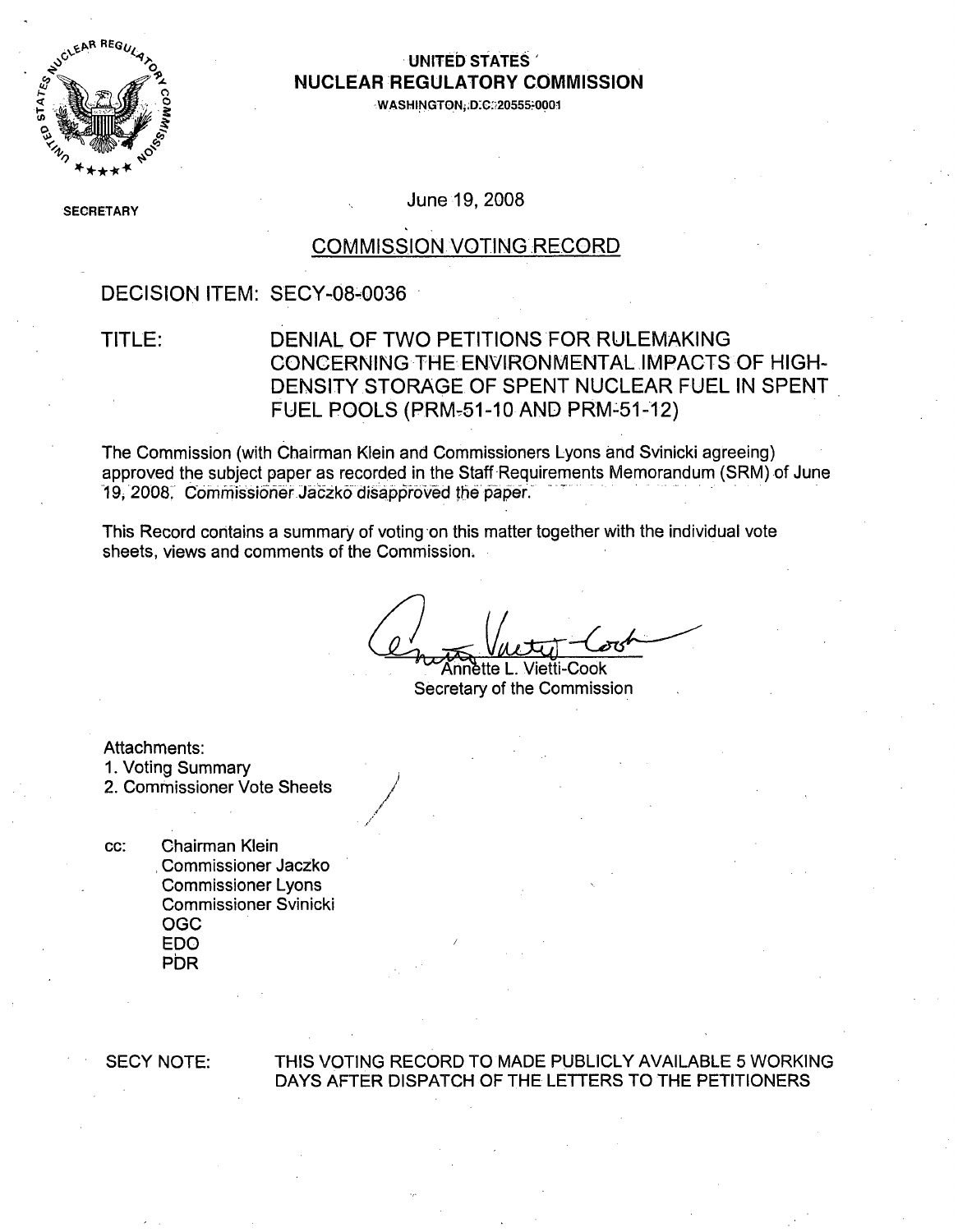**UNITED STATES**
**NUCLEAR REGULATORY COMMISSION**
WASHINGTON, D.C. 20555-0001

SECRETARY

June 19, 2008

# COMMISSION VOTING RECORD

DECISION ITEM: SECY-08-0036

TITLE: DENIAL OF TWO PETITIONS FOR RULEMAKING CONCERNING THE ENVIRONMENTAL IMPACTS OF HIGH-DENSITY STORAGE OF SPENT NUCLEAR FUEL IN SPENT FUEL POOLS (PRM-51-10 AND PRM-51-12)

The Commission (with Chairman Klein and Commissioners Lyons and Svinicki agreeing) approved the subject paper as recorded in the Staff Requirements Memorandum (SRM) of June 19, 2008. Commissioner Jaczko disapproved the paper.

This Record contains a summary of voting on this matter together with the individual vote sheets, views and comments of the Commission.

Annette L. Vietti-Cook
Secretary of the Commission

Attachments:
1. Voting Summary
2. Commissioner Vote Sheets

cc: Chairman Klein
Commissioner Jaczko
Commissioner Lyons
Commissioner Svinicki
OGC
EDO
PDR

SECY NOTE: THIS VOTING RECORD TO MADE PUBLICLY AVAILABLE 5 WORKING DAYS AFTER DISPATCH OF THE LETTERS TO THE PETITIONERS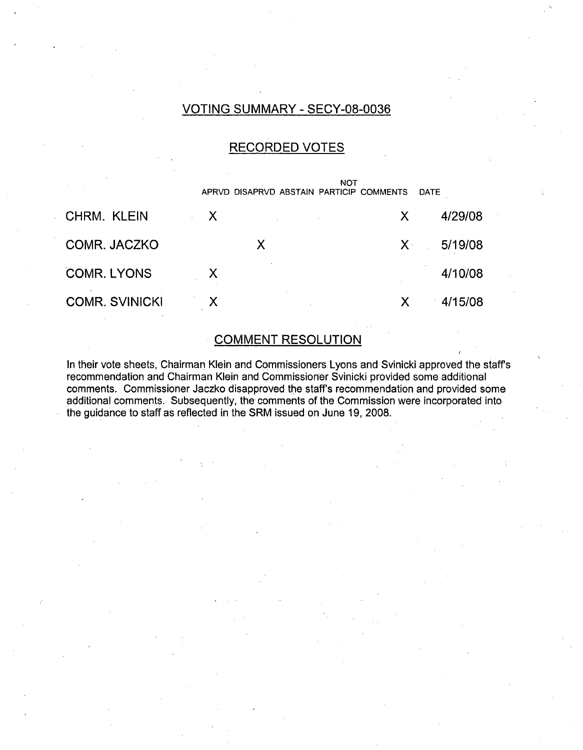# VOTING SUMMARY - SECY-08-0036

## RECORDED VOTES

| | APRVD | DISAPRVD | ABSTAIN | NOT PARTICIP | COMMENTS | DATE |
|---|---|---|---|---|---|---|
| CHRM. KLEIN | X | | | | X | 4/29/08 |
| COMR. JACZKO | | X | | | X | 5/19/08 |
| COMR. LYONS | X | | | | | 4/10/08 |
| COMR. SVINICKI | X | | | | X | 4/15/08 |

## COMMENT RESOLUTION

In their vote sheets, Chairman Klein and Commissioners Lyons and Svinicki approved the staff's recommendation and Chairman Klein and Commissioner Svinicki provided some additional comments. Commissioner Jaczko disapproved the staff's recommendation and provided some additional comments. Subsequently, the comments of the Commission were incorporated into the guidance to staff as reflected in the SRM issued on June 19, 2008.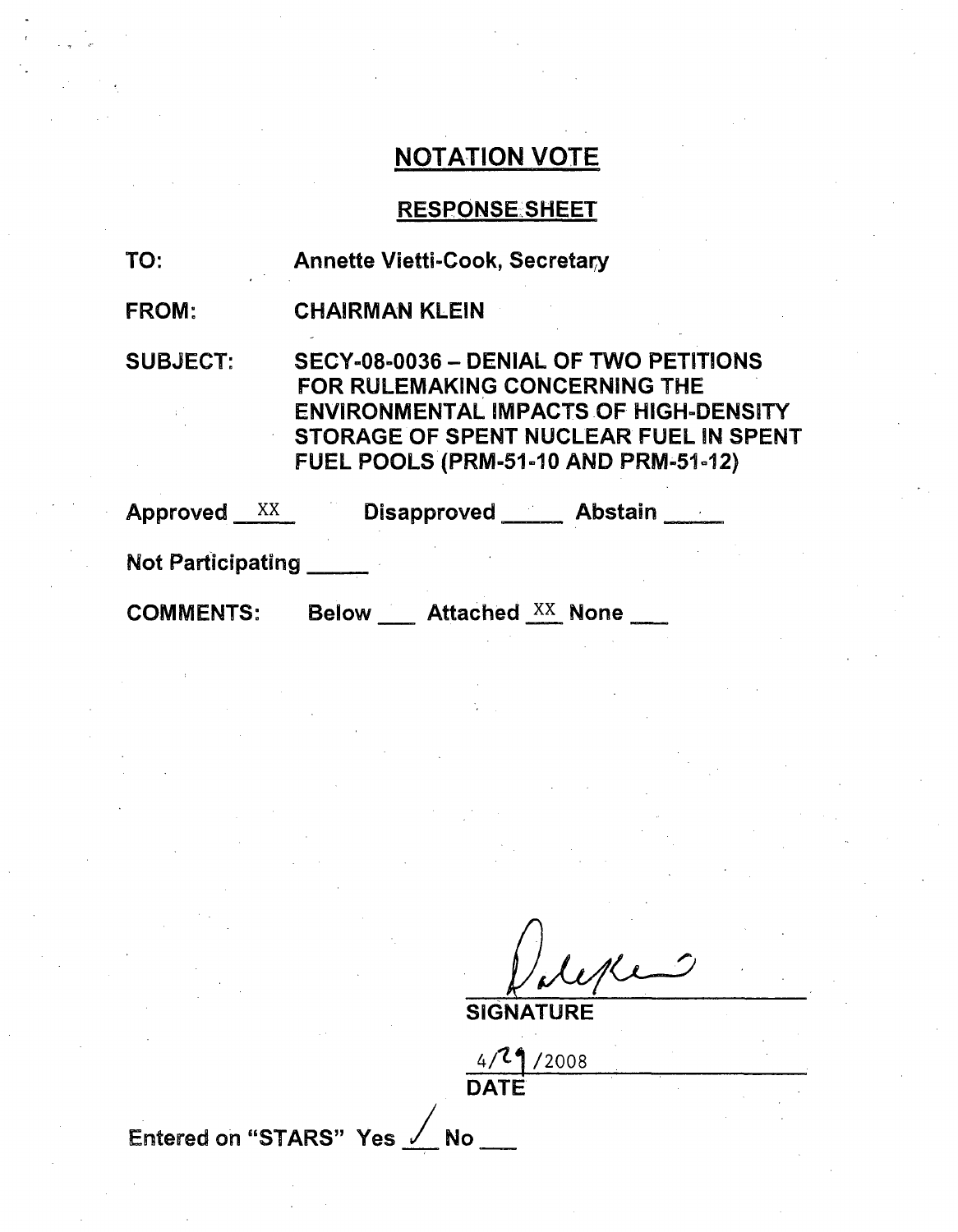## NOTATION VOTE

### RESPONSE SHEET

**TO:** Annette Vietti-Cook, Secretary

**FROM:** CHAIRMAN KLEIN

**SUBJECT:** SECY-08-0036 – DENIAL OF TWO PETITIONS FOR RULEMAKING CONCERNING THE ENVIRONMENTAL IMPACTS OF HIGH-DENSITY STORAGE OF SPENT NUCLEAR FUEL IN SPENT FUEL POOLS (PRM-51-10 AND PRM-51-12)

Approved __XX__ Disapproved _____ Abstain _____

Not Participating _____

COMMENTS: Below ___ Attached __XX__ None ___

SIGNATURE

4/29/2008

DATE

Entered on "STARS" Yes __✓__ No ___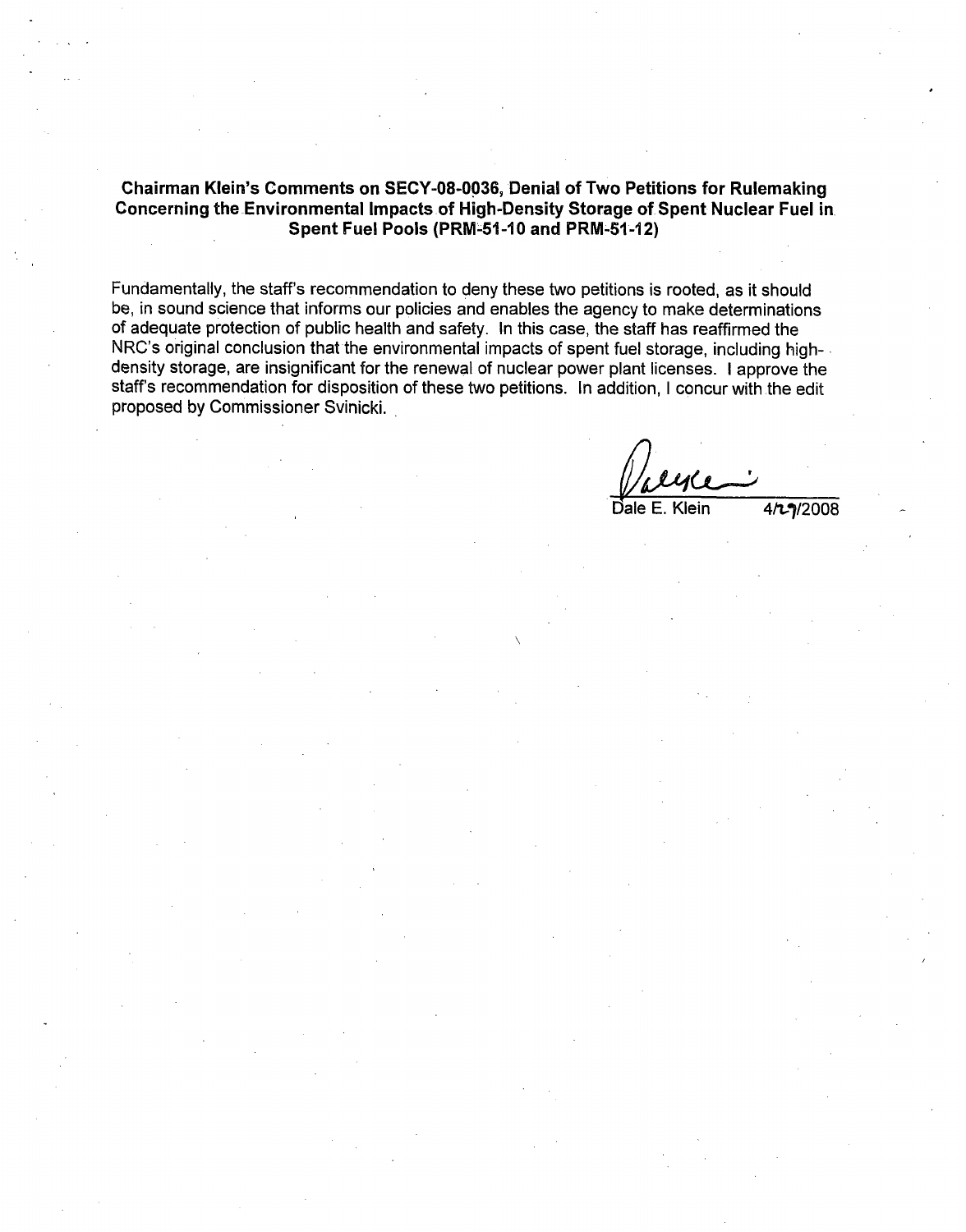**Chairman Klein's Comments on SECY-08-0036, Denial of Two Petitions for Rulemaking Concerning the Environmental Impacts of High-Density Storage of Spent Nuclear Fuel in Spent Fuel Pools (PRM-51-10 and PRM-51-12)**

Fundamentally, the staff's recommendation to deny these two petitions is rooted, as it should be, in sound science that informs our policies and enables the agency to make determinations of adequate protection of public health and safety. In this case, the staff has reaffirmed the NRC's original conclusion that the environmental impacts of spent fuel storage, including high-density storage, are insignificant for the renewal of nuclear power plant licenses. I approve the staff's recommendation for disposition of these two petitions. In addition, I concur with the edit proposed by Commissioner Svinicki.

Dale E. Klein 4/29/2008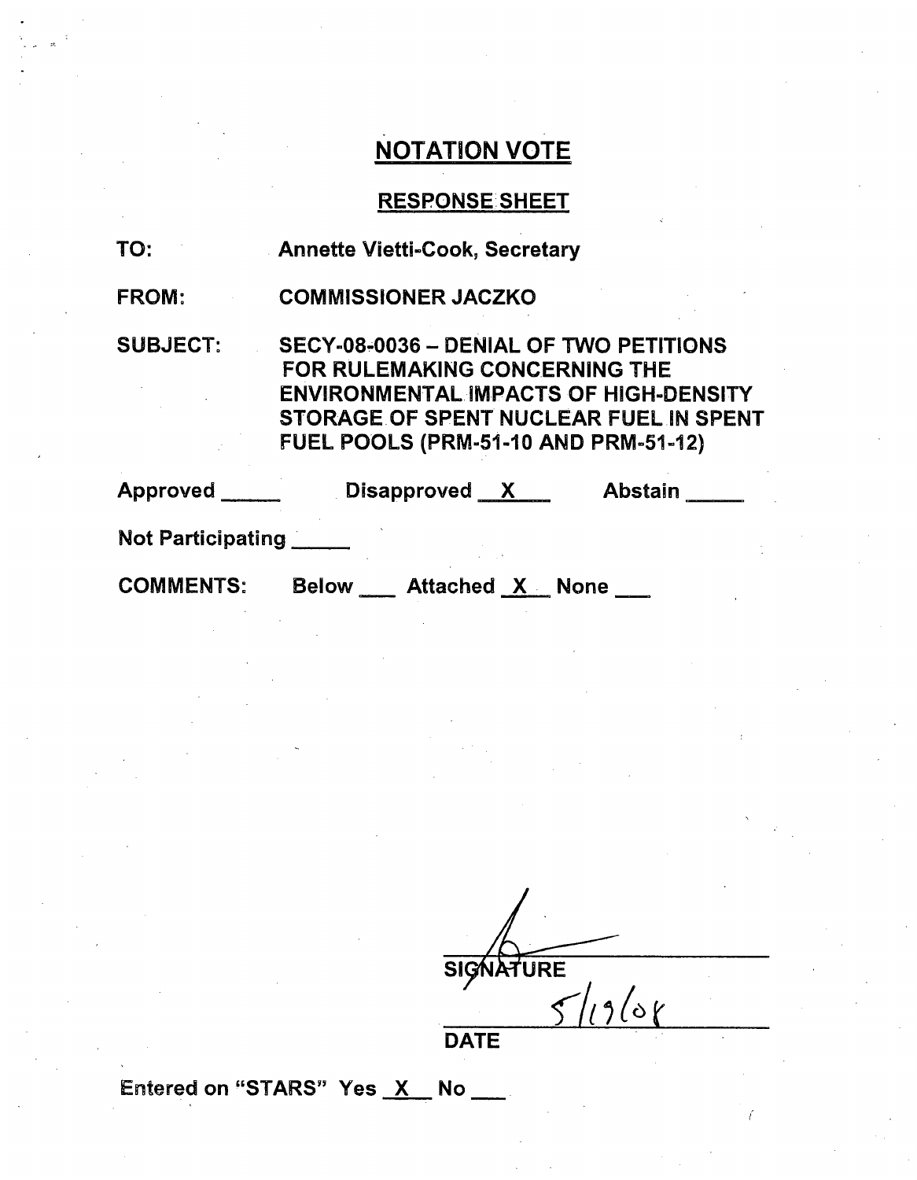# NOTATION VOTE

## RESPONSE SHEET

TO: Annette Vietti-Cook, Secretary

FROM: COMMISSIONER JACZKO

SUBJECT: SECY-08-0036 – DENIAL OF TWO PETITIONS FOR RULEMAKING CONCERNING THE ENVIRONMENTAL IMPACTS OF HIGH-DENSITY STORAGE OF SPENT NUCLEAR FUEL IN SPENT FUEL POOLS (PRM-51-10 AND PRM-51-12)

Approved ____ Disapproved X Abstain ____

Not Participating ____

COMMENTS: Below ___ Attached X None ___

SIGNATURE

5/19/08

DATE

Entered on "STARS" Yes X No ___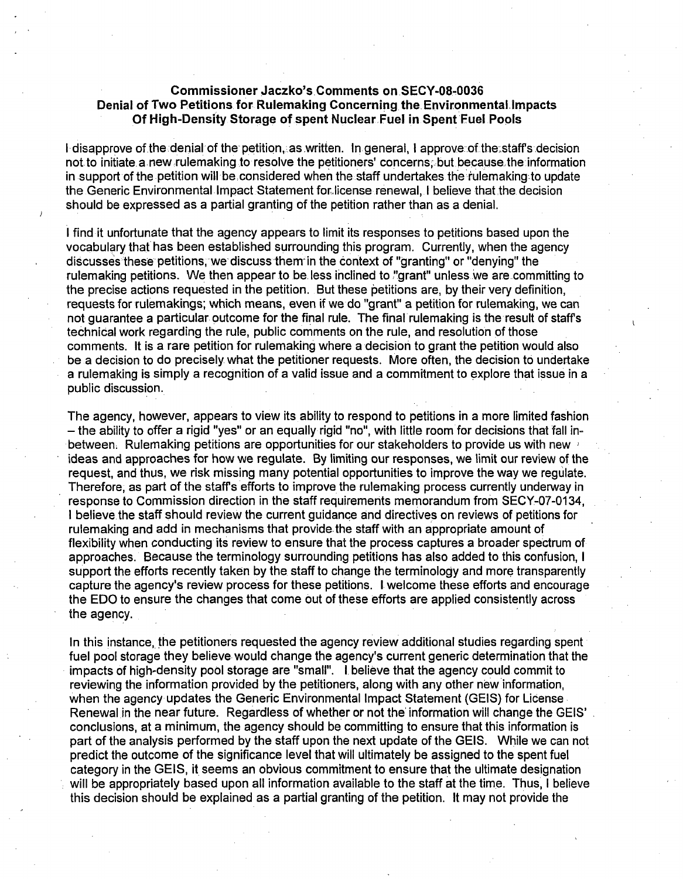**Commissioner Jaczko's Comments on SECY-08-0036**
**Denial of Two Petitions for Rulemaking Concerning the Environmental Impacts Of High-Density Storage of spent Nuclear Fuel in Spent Fuel Pools**

I disapprove of the denial of the petition, as written. In general, I approve of the staff's decision not to initiate a new rulemaking to resolve the petitioners' concerns, but because the information in support of the petition will be considered when the staff undertakes the rulemaking to update the Generic Environmental Impact Statement for license renewal, I believe that the decision should be expressed as a partial granting of the petition rather than as a denial.

I find it unfortunate that the agency appears to limit its responses to petitions based upon the vocabulary that has been established surrounding this program. Currently, when the agency discusses these petitions, we discuss them in the context of "granting" or "denying" the rulemaking petitions. We then appear to be less inclined to "grant" unless we are committing to the precise actions requested in the petition. But these petitions are, by their very definition, requests for rulemakings; which means, even if we do "grant" a petition for rulemaking, we can not guarantee a particular outcome for the final rule. The final rulemaking is the result of staff's technical work regarding the rule, public comments on the rule, and resolution of those comments. It is a rare petition for rulemaking where a decision to grant the petition would also be a decision to do precisely what the petitioner requests. More often, the decision to undertake a rulemaking is simply a recognition of a valid issue and a commitment to explore that issue in a public discussion.

The agency, however, appears to view its ability to respond to petitions in a more limited fashion – the ability to offer a rigid "yes" or an equally rigid "no", with little room for decisions that fall in-between. Rulemaking petitions are opportunities for our stakeholders to provide us with new ideas and approaches for how we regulate. By limiting our responses, we limit our review of the request, and thus, we risk missing many potential opportunities to improve the way we regulate. Therefore, as part of the staff's efforts to improve the rulemaking process currently underway in response to Commission direction in the staff requirements memorandum from SECY-07-0134, I believe the staff should review the current guidance and directives on reviews of petitions for rulemaking and add in mechanisms that provide the staff with an appropriate amount of flexibility when conducting its review to ensure that the process captures a broader spectrum of approaches. Because the terminology surrounding petitions has also added to this confusion, I support the efforts recently taken by the staff to change the terminology and more transparently capture the agency's review process for these petitions. I welcome these efforts and encourage the EDO to ensure the changes that come out of these efforts are applied consistently across the agency.

In this instance, the petitioners requested the agency review additional studies regarding spent fuel pool storage they believe would change the agency's current generic determination that the impacts of high-density pool storage are "small". I believe that the agency could commit to reviewing the information provided by the petitioners, along with any other new information, when the agency updates the Generic Environmental Impact Statement (GEIS) for License Renewal in the near future. Regardless of whether or not the information will change the GEIS' conclusions, at a minimum, the agency should be committing to ensure that this information is part of the analysis performed by the staff upon the next update of the GEIS. While we can not predict the outcome of the significance level that will ultimately be assigned to the spent fuel category in the GEIS, it seems an obvious commitment to ensure that the ultimate designation will be appropriately based upon all information available to the staff at the time. Thus, I believe this decision should be explained as a partial granting of the petition. It may not provide the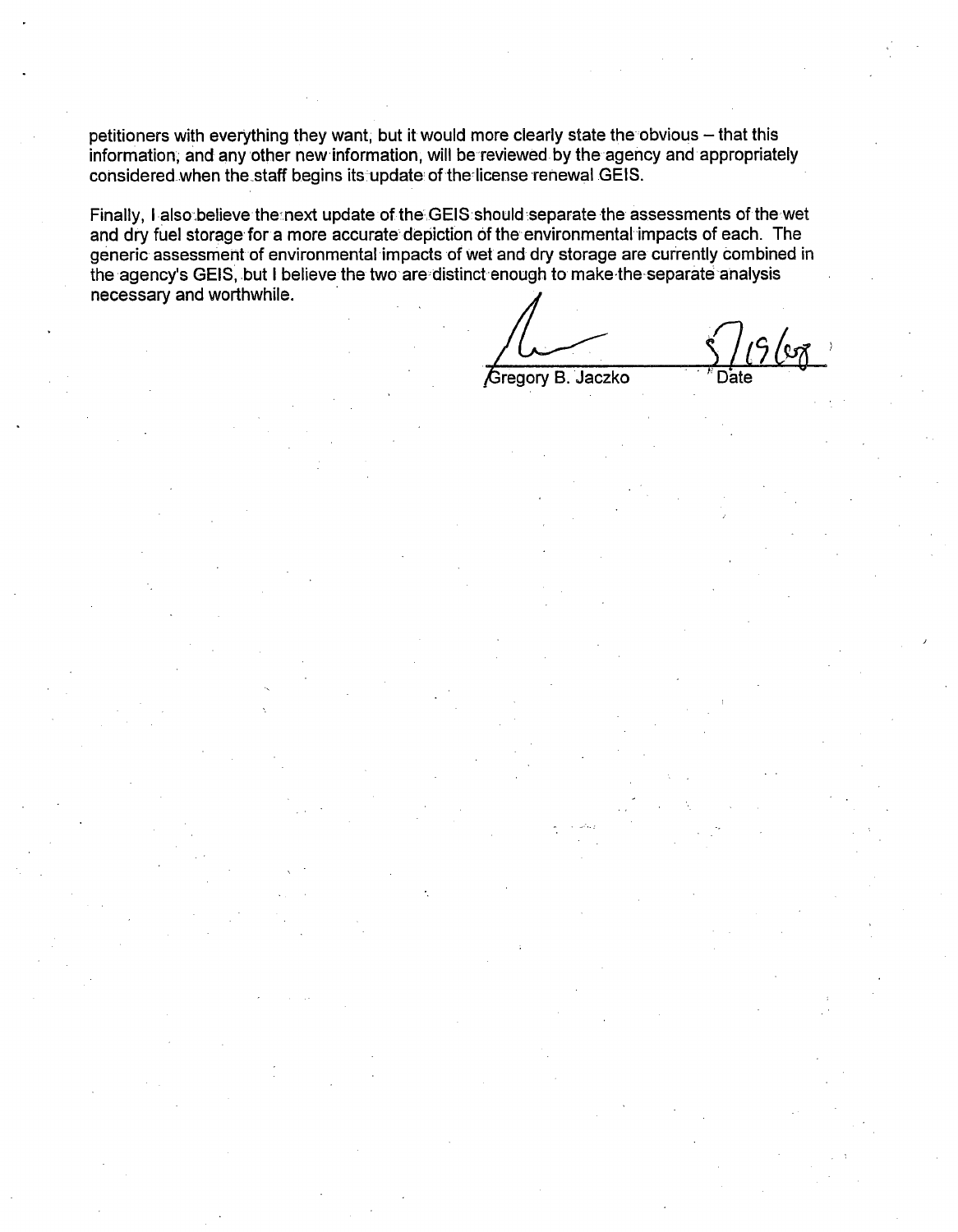petitioners with everything they want, but it would more clearly state the obvious – that this information, and any other new information, will be reviewed by the agency and appropriately considered when the staff begins its update of the license renewal GEIS.

Finally, I also believe the next update of the GEIS should separate the assessments of the wet and dry fuel storage for a more accurate depiction of the environmental impacts of each. The generic assessment of environmental impacts of wet and dry storage are currently combined in the agency's GEIS, but I believe the two are distinct enough to make the separate analysis necessary and worthwhile.

Gregory B. Jaczko    5/19/08
Date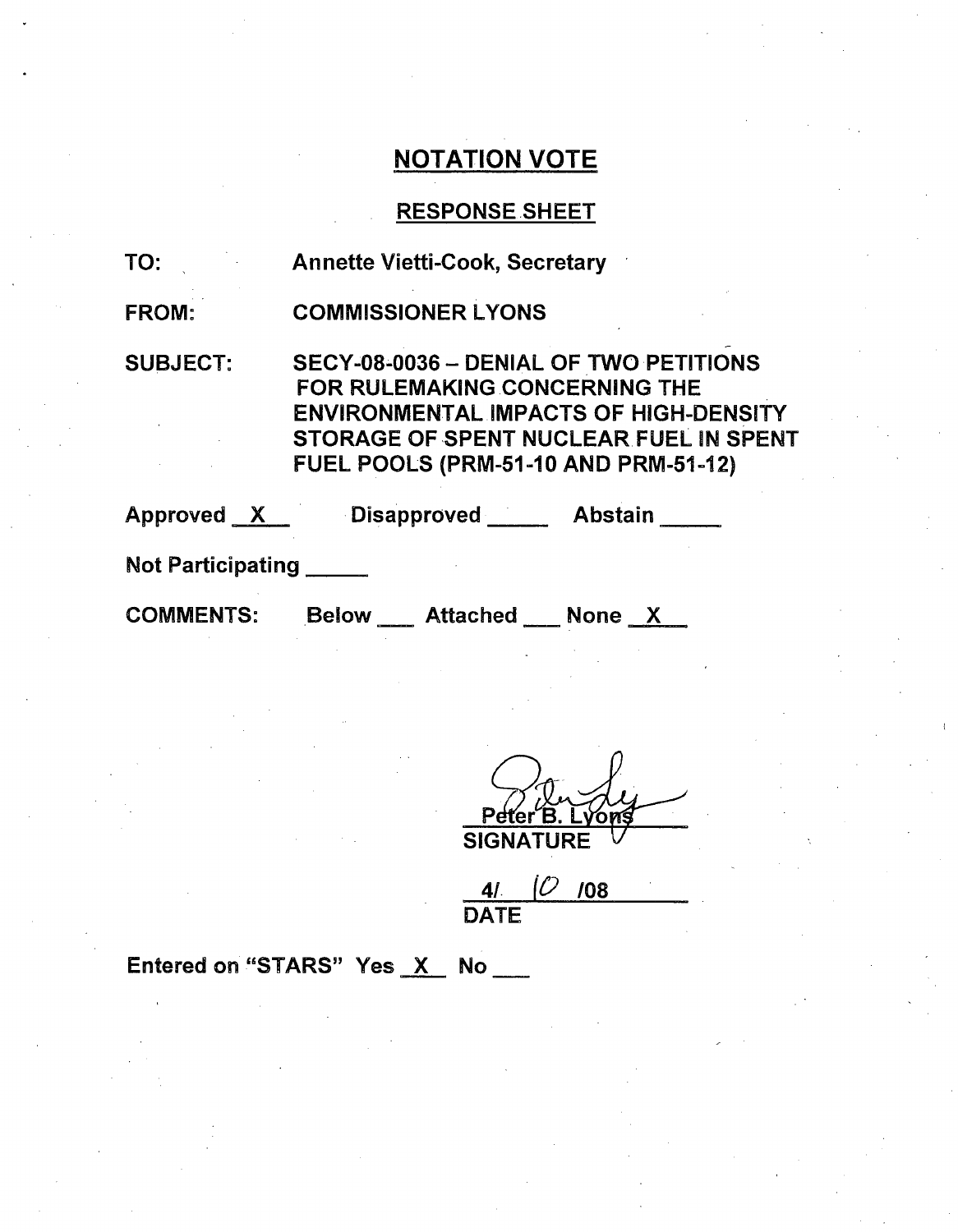# NOTATION VOTE

## RESPONSE SHEET

TO: Annette Vietti-Cook, Secretary

FROM: COMMISSIONER LYONS

SUBJECT: SECY-08-0036 – DENIAL OF TWO PETITIONS FOR RULEMAKING CONCERNING THE ENVIRONMENTAL IMPACTS OF HIGH-DENSITY STORAGE OF SPENT NUCLEAR FUEL IN SPENT FUEL POOLS (PRM-51-10 AND PRM-51-12)

Approved X Disapproved \_\_\_\_\_ Abstain \_\_\_\_\_

Not Participating \_\_\_\_\_

COMMENTS: Below \_\_\_ Attached \_\_\_ None X

Peter B. Lyons
SIGNATURE

4/ 10 /08
DATE

Entered on "STARS" Yes X No \_\_\_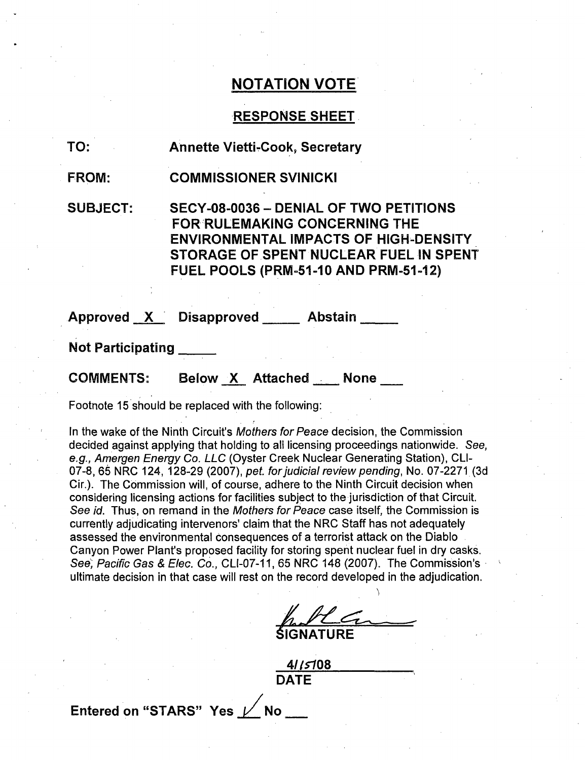# NOTATION VOTE

## RESPONSE SHEET

**TO:** Annette Vietti-Cook, Secretary

**FROM:** COMMISSIONER SVINICKI

**SUBJECT:** SECY-08-0036 – DENIAL OF TWO PETITIONS FOR RULEMAKING CONCERNING THE ENVIRONMENTAL IMPACTS OF HIGH-DENSITY STORAGE OF SPENT NUCLEAR FUEL IN SPENT FUEL POOLS (PRM-51-10 AND PRM-51-12)

**Approved** _X_ **Disapproved** _____ **Abstain** _____

**Not Participating** _____

**COMMENTS:** **Below** _X_ **Attached** ___ **None** ___

Footnote 15 should be replaced with the following:

In the wake of the Ninth Circuit's *Mothers for Peace* decision, the Commission decided against applying that holding to all licensing proceedings nationwide. *See, e.g., Amergen Energy Co. LLC* (Oyster Creek Nuclear Generating Station), CLI-07-8, 65 NRC 124, 128-29 (2007), *pet. for judicial review pending*, No. 07-2271 (3d Cir.). The Commission will, of course, adhere to the Ninth Circuit decision when considering licensing actions for facilities subject to the jurisdiction of that Circuit. *See id.* Thus, on remand in the *Mothers for Peace* case itself, the Commission is currently adjudicating intervenors' claim that the NRC Staff has not adequately assessed the environmental consequences of a terrorist attack on the Diablo Canyon Power Plant's proposed facility for storing spent nuclear fuel in dry casks. *See, Pacific Gas & Elec. Co.*, CLI-07-11, 65 NRC 148 (2007). The Commission's ultimate decision in that case will rest on the record developed in the adjudication.

SIGNATURE

4/15/08

DATE

**Entered on "STARS"** **Yes** _✓_ **No** ___